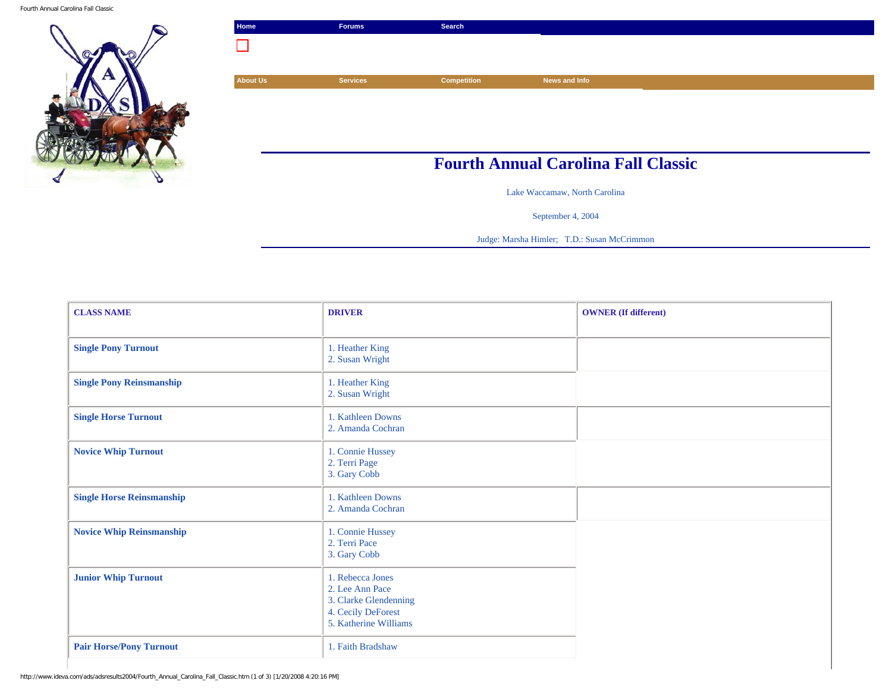Home | Forums | Search

About Us | Services | Competition | News and Info

# Fourth Annual Carolina Fall Classic

Lake Waccamaw, North Carolina

September 4, 2004

Judge: Marsha Himler; T.D.: Susan McCrimmon

| CLASS NAME | DRIVER | OWNER (If different) |
|---|---|---|
| Single Pony Turnout | 1. Heather King<br>2. Susan Wright | |
| Single Pony Reinsmanship | 1. Heather King<br>2. Susan Wright | |
| Single Horse Turnout | 1. Kathleen Downs<br>2. Amanda Cochran | |
| Novice Whip Turnout | 1. Connie Hussey<br>2. Terri Page<br>3. Gary Cobb | |
| Single Horse Reinsmanship | 1. Kathleen Downs<br>2. Amanda Cochran | |
| Novice Whip Reinsmanship | 1. Connie Hussey<br>2. Terri Pace<br>3. Gary Cobb | |
| Junior Whip Turnout | 1. Rebecca Jones<br>2. Lee Ann Pace<br>3. Clarke Glendenning<br>4. Cecily DeForest<br>5. Katherine Williams | |
| Pair Horse/Pony Turnout | 1. Faith Bradshaw | |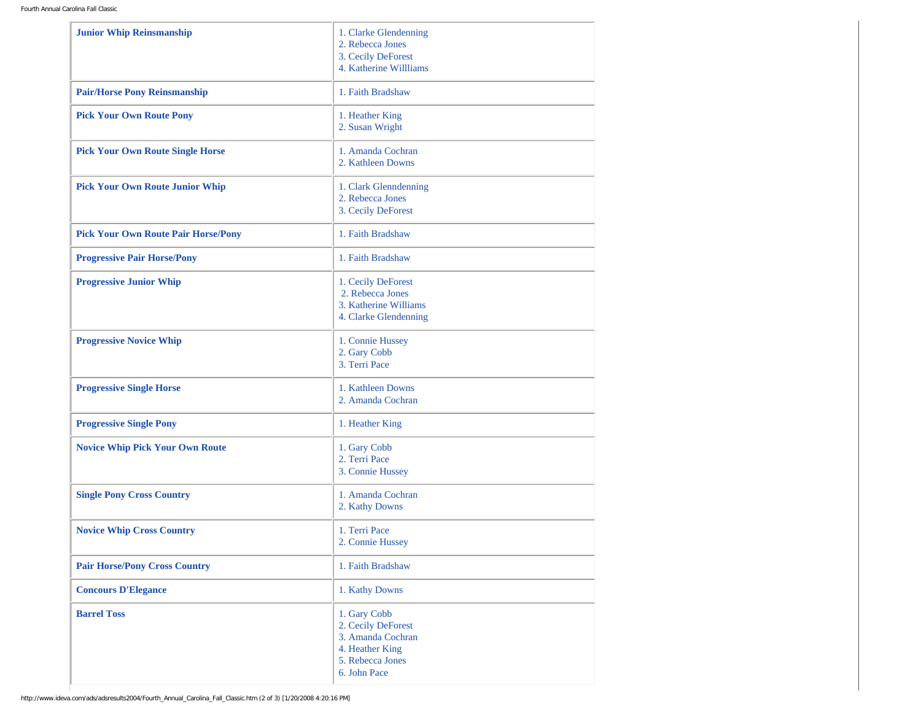| | |
|---|---|
| **Junior Whip Reinsmanship** | 1. Clarke Glendenning<br>2. Rebecca Jones<br>3. Cecily DeForest<br>4. Katherine Willliams |
| **Pair/Horse Pony Reinsmanship** | 1. Faith Bradshaw |
| **Pick Your Own Route Pony** | 1. Heather King<br>2. Susan Wright |
| **Pick Your Own Route Single Horse** | 1. Amanda Cochran<br>2. Kathleen Downs |
| **Pick Your Own Route Junior Whip** | 1. Clark Glenndenning<br>2. Rebecca Jones<br>3. Cecily DeForest |
| **Pick Your Own Route Pair Horse/Pony** | 1. Faith Bradshaw |
| **Progressive Pair Horse/Pony** | 1. Faith Bradshaw |
| **Progressive Junior Whip** | 1. Cecily DeForest<br>2. Rebecca Jones<br>3. Katherine Williams<br>4. Clarke Glendenning |
| **Progressive Novice Whip** | 1. Connie Hussey<br>2. Gary Cobb<br>3. Terri Pace |
| **Progressive Single Horse** | 1. Kathleen Downs<br>2. Amanda Cochran |
| **Progressive Single Pony** | 1. Heather King |
| **Novice Whip Pick Your Own Route** | 1. Gary Cobb<br>2. Terri Pace<br>3. Connie Hussey |
| **Single Pony Cross Country** | 1. Amanda Cochran<br>2. Kathy Downs |
| **Novice Whip Cross Country** | 1. Terri Pace<br>2. Connie Hussey |
| **Pair Horse/Pony Cross Country** | 1. Faith Bradshaw |
| **Concours D'Elegance** | 1. Kathy Downs |
| **Barrel Toss** | 1. Gary Cobb<br>2. Cecily DeForest<br>3. Amanda Cochran<br>4. Heather King<br>5. Rebecca Jones<br>6. John Pace |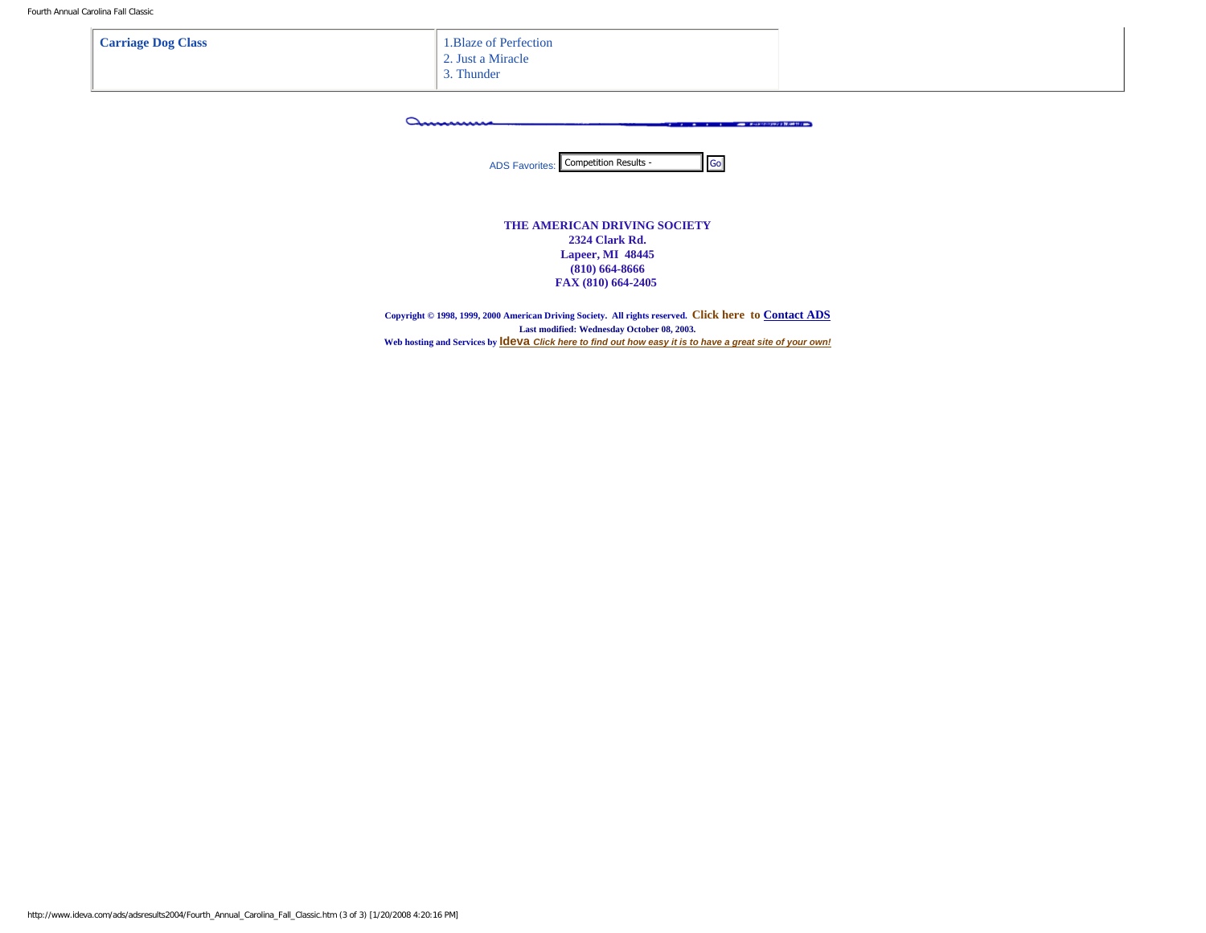| | |
|---|---|
| **Carriage Dog Class** | 1.Blaze of Perfection<br>2. Just a Miracle<br>3. Thunder |

ADS Favorites: Competition Results - Go

**THE AMERICAN DRIVING SOCIETY**
**2324 Clark Rd.**
**Lapeer, MI 48445**
**(810) 664-8666**
**FAX (810) 664-2405**

**Copyright © 1998, 1999, 2000 American Driving Society. All rights reserved. Click here to Contact ADS**
**Last modified: Wednesday October 08, 2003.**
**Web hosting and Services by Ideva *Click here to find out how easy it is to have a great site of your own!***